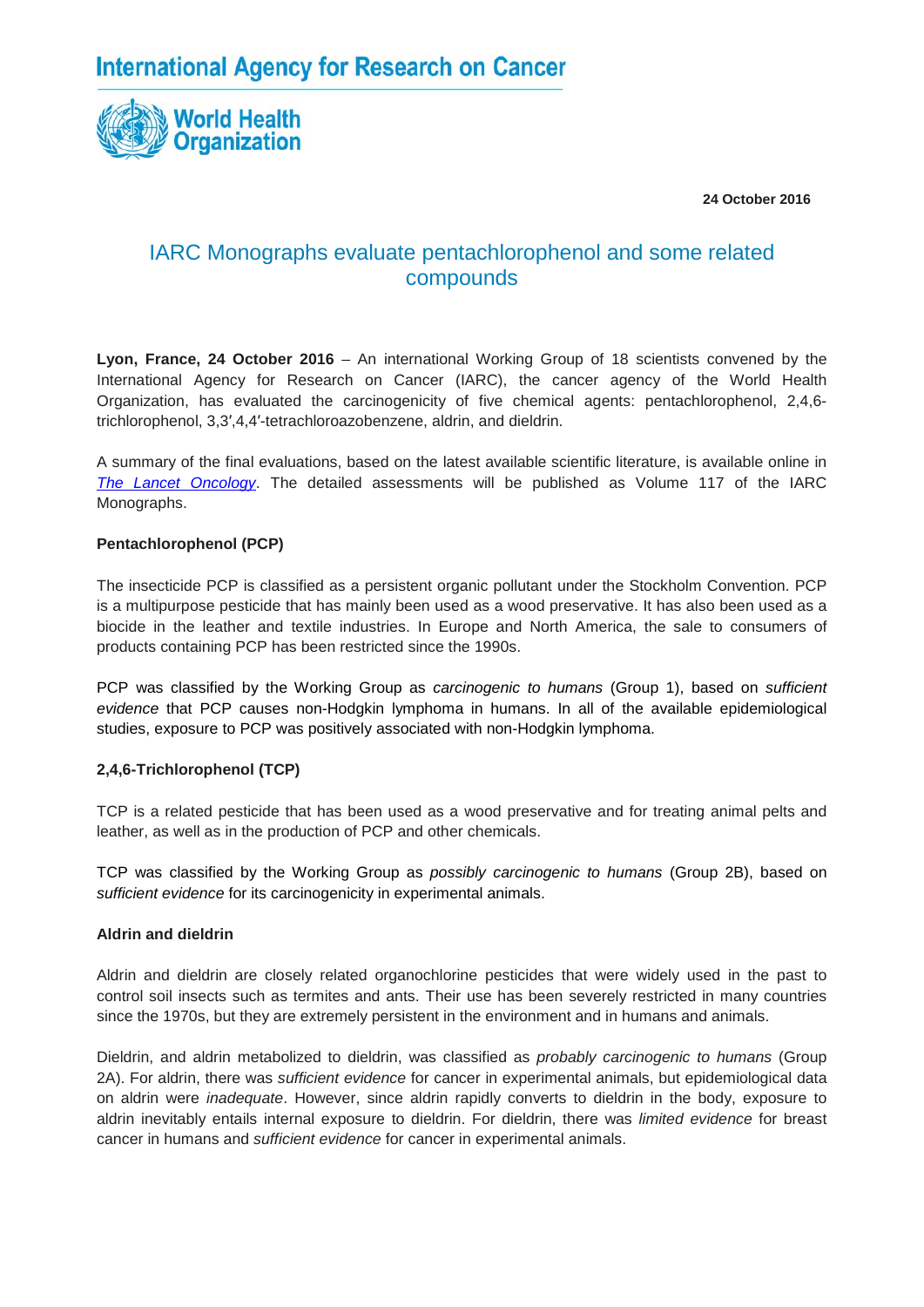International Agency for Research on Cancer

World Health Organization

**24 October 2016**

# IARC Monographs evaluate pentachlorophenol and some related compounds

**Lyon, France, 24 October 2016** – An international Working Group of 18 scientists convened by the International Agency for Research on Cancer (IARC), the cancer agency of the World Health Organization, has evaluated the carcinogenicity of five chemical agents: pentachlorophenol, 2,4,6-trichlorophenol, 3,3′,4,4′-tetrachloroazobenzene, aldrin, and dieldrin.

A summary of the final evaluations, based on the latest available scientific literature, is available online in *The Lancet Oncology*. The detailed assessments will be published as Volume 117 of the IARC Monographs.

**Pentachlorophenol (PCP)**

The insecticide PCP is classified as a persistent organic pollutant under the Stockholm Convention. PCP is a multipurpose pesticide that has mainly been used as a wood preservative. It has also been used as a biocide in the leather and textile industries. In Europe and North America, the sale to consumers of products containing PCP has been restricted since the 1990s.

PCP was classified by the Working Group as *carcinogenic to humans* (Group 1), based on *sufficient evidence* that PCP causes non-Hodgkin lymphoma in humans. In all of the available epidemiological studies, exposure to PCP was positively associated with non-Hodgkin lymphoma.

**2,4,6-Trichlorophenol (TCP)**

TCP is a related pesticide that has been used as a wood preservative and for treating animal pelts and leather, as well as in the production of PCP and other chemicals.

TCP was classified by the Working Group as *possibly carcinogenic to humans* (Group 2B), based on *sufficient evidence* for its carcinogenicity in experimental animals.

**Aldrin and dieldrin**

Aldrin and dieldrin are closely related organochlorine pesticides that were widely used in the past to control soil insects such as termites and ants. Their use has been severely restricted in many countries since the 1970s, but they are extremely persistent in the environment and in humans and animals.

Dieldrin, and aldrin metabolized to dieldrin, was classified as *probably carcinogenic to humans* (Group 2A). For aldrin, there was *sufficient evidence* for cancer in experimental animals, but epidemiological data on aldrin were *inadequate*. However, since aldrin rapidly converts to dieldrin in the body, exposure to aldrin inevitably entails internal exposure to dieldrin. For dieldrin, there was *limited evidence* for breast cancer in humans and *sufficient evidence* for cancer in experimental animals.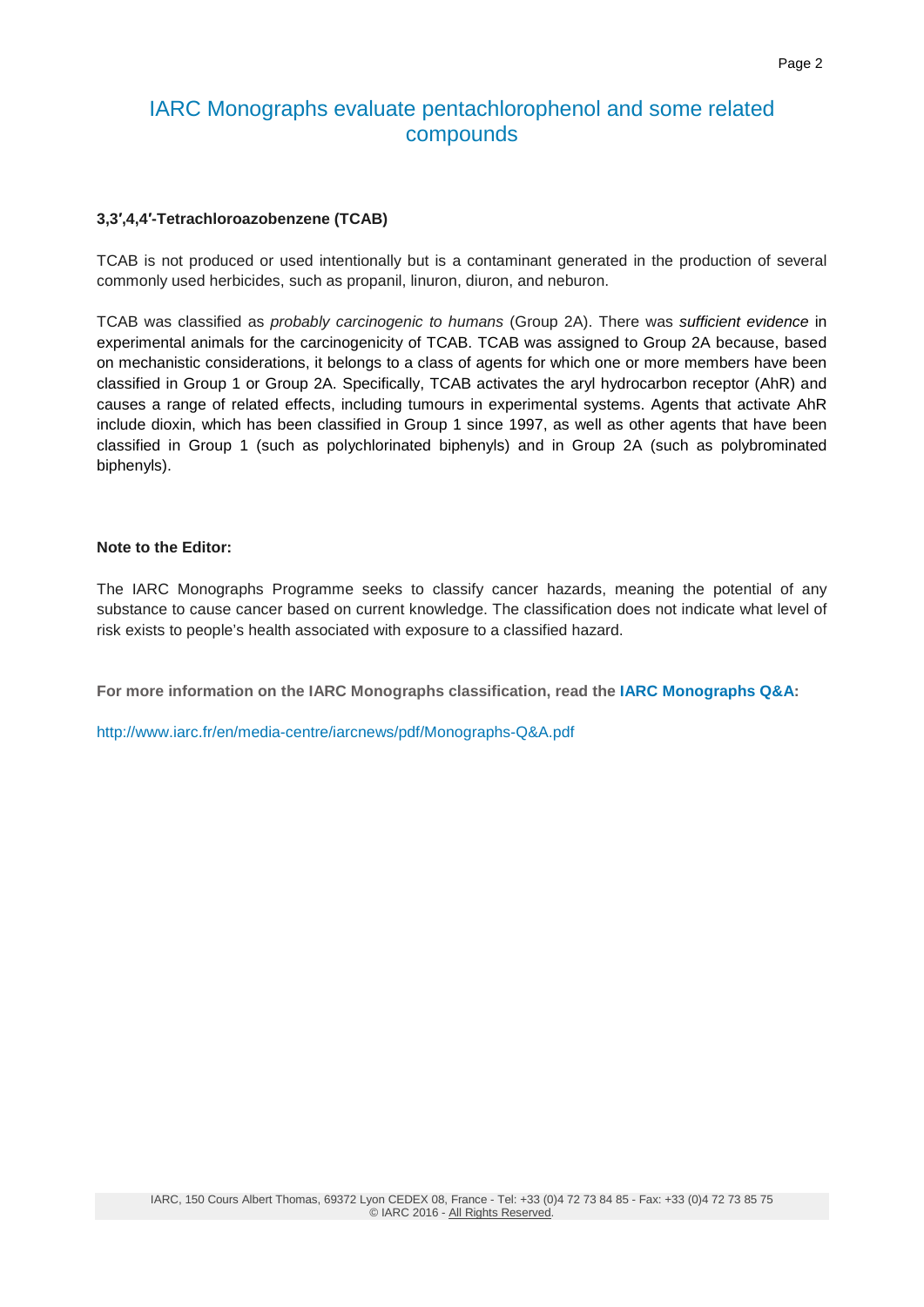# IARC Monographs evaluate pentachlorophenol and some related compounds

**3,3′,4,4′-Tetrachloroazobenzene (TCAB)**

TCAB is not produced or used intentionally but is a contaminant generated in the production of several commonly used herbicides, such as propanil, linuron, diuron, and neburon.

TCAB was classified as *probably carcinogenic to humans* (Group 2A). There was *sufficient evidence* in experimental animals for the carcinogenicity of TCAB. TCAB was assigned to Group 2A because, based on mechanistic considerations, it belongs to a class of agents for which one or more members have been classified in Group 1 or Group 2A. Specifically, TCAB activates the aryl hydrocarbon receptor (AhR) and causes a range of related effects, including tumours in experimental systems. Agents that activate AhR include dioxin, which has been classified in Group 1 since 1997, as well as other agents that have been classified in Group 1 (such as polychlorinated biphenyls) and in Group 2A (such as polybrominated biphenyls).

**Note to the Editor:**

The IARC Monographs Programme seeks to classify cancer hazards, meaning the potential of any substance to cause cancer based on current knowledge. The classification does not indicate what level of risk exists to people's health associated with exposure to a classified hazard.

**For more information on the IARC Monographs classification, read the IARC Monographs Q&A:**

http://www.iarc.fr/en/media-centre/iarcnews/pdf/Monographs-Q&A.pdf

IARC, 150 Cours Albert Thomas, 69372 Lyon CEDEX 08, France - Tel: +33 (0)4 72 73 84 85 - Fax: +33 (0)4 72 73 85 75
© IARC 2016 - All Rights Reserved.